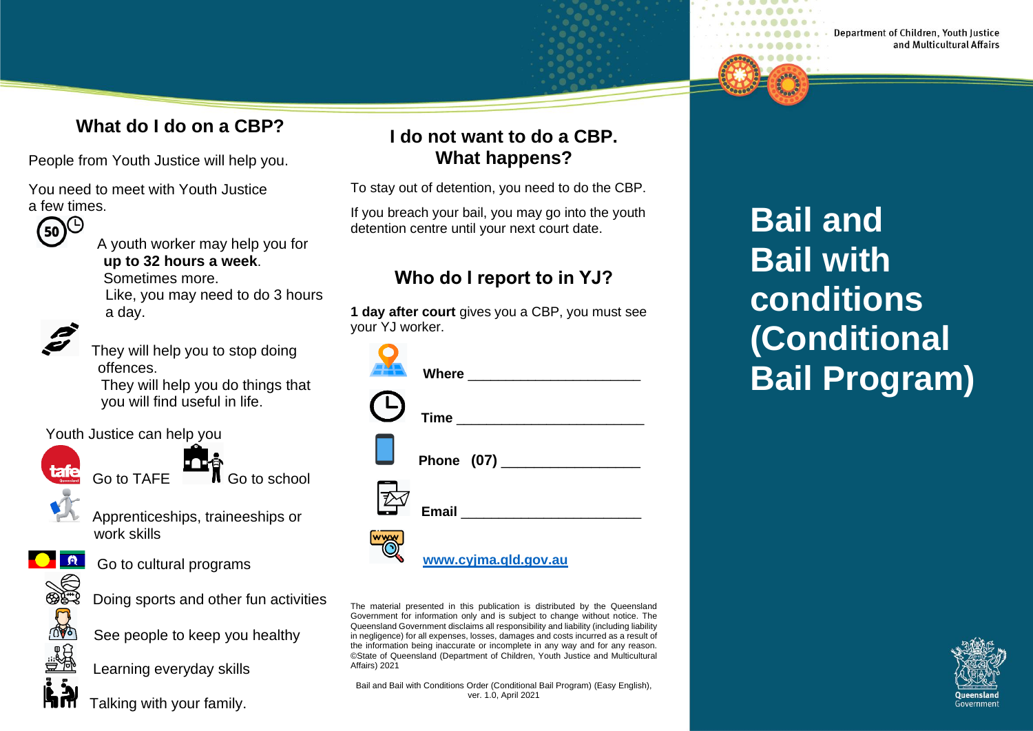# Bail and Bail with conditions (Conditional Bail Program)

Department of Children, Youth Justice and Multicultural Affairs

## What do I do on a CBP?

People from Youth Justice will help you.

You need to meet with Youth Justice a few times.

A youth worker may help you for **up to 32 hours a week**. Sometimes more. Like, you may need to do 3 hours a day.

They will help you to stop doing offences. They will help you do things that you will find useful in life.

Youth Justice can help you

- Go to TAFE
- Go to school
- Apprenticeships, traineeships or work skills
- Go to cultural programs
- Doing sports and other fun activities
- See people to keep you healthy
- Learning everyday skills
- Talking with your family.

## I do not want to do a CBP. What happens?

To stay out of detention, you need to do the CBP.

If you breach your bail, you may go into the youth detention centre until your next court date.

## Who do I report to in YJ?

**1 day after court** gives you a CBP, you must see your YJ worker.

**Where** ______________________

**Time** ________________________

**Phone (07)** __________________

**Email** _______________________

www.cyjma.qld.gov.au

The material presented in this publication is distributed by the Queensland Government for information only and is subject to change without notice. The Queensland Government disclaims all responsibility and liability (including liability in negligence) for all expenses, losses, damages and costs incurred as a result of the information being inaccurate or incomplete in any way and for any reason. ©State of Queensland (Department of Children, Youth Justice and Multicultural Affairs) 2021

Bail and Bail with Conditions Order (Conditional Bail Program) (Easy English), ver. 1.0, April 2021

Queensland Government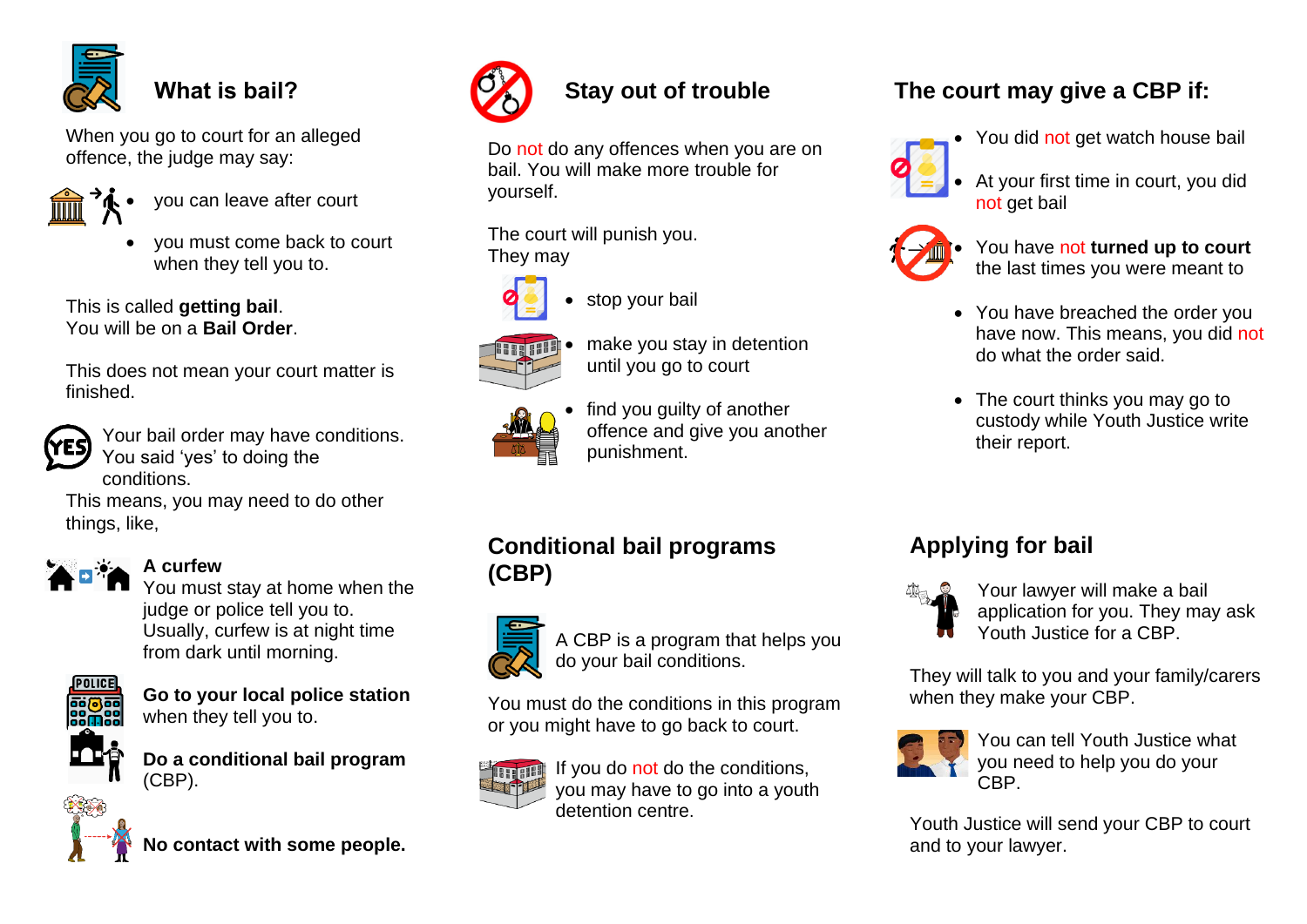## What is bail?

When you go to court for an alleged offence, the judge may say:

- you can leave after court
- you must come back to court when they tell you to.

This is called **getting bail**.
You will be on a **Bail Order**.

This does not mean your court matter is finished.

Your bail order may have conditions. You said 'yes' to doing the conditions.
This means, you may need to do other things, like,

**A curfew**
You must stay at home when the judge or police tell you to. Usually, curfew is at night time from dark until morning.

**Go to your local police station** when they tell you to.

**Do a conditional bail program** (CBP).

**No contact with some people.**

## Stay out of trouble

Do not do any offences when you are on bail. You will make more trouble for yourself.

The court will punish you.
They may

- stop your bail
- make you stay in detention until you go to court
- find you guilty of another offence and give you another punishment.

## Conditional bail programs (CBP)

A CBP is a program that helps you do your bail conditions.

You must do the conditions in this program or you might have to go back to court.

If you do not do the conditions, you may have to go into a youth detention centre.

## The court may give a CBP if:

- You did not get watch house bail
- At your first time in court, you did not get bail
- You have not **turned up to court** the last times you were meant to
- You have breached the order you have now. This means, you did not do what the order said.
- The court thinks you may go to custody while Youth Justice write their report.

## Applying for bail

Your lawyer will make a bail application for you. They may ask Youth Justice for a CBP.

They will talk to you and your family/carers when they make your CBP.

You can tell Youth Justice what you need to help you do your CBP.

Youth Justice will send your CBP to court and to your lawyer.